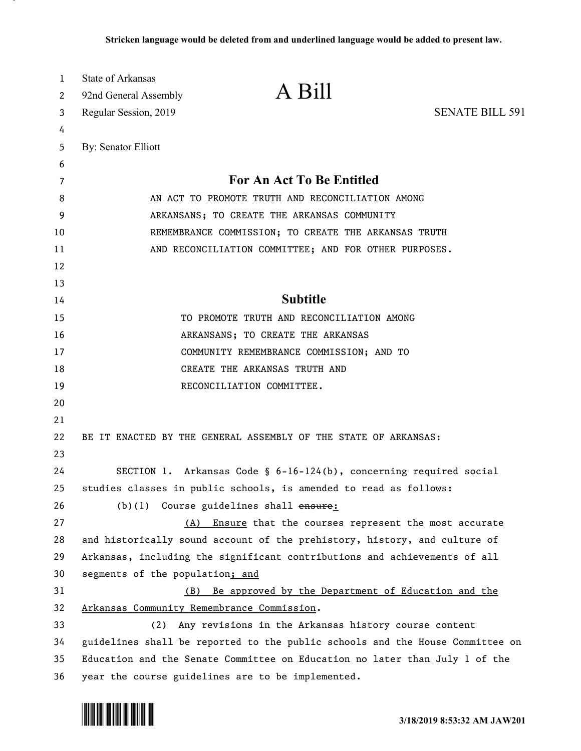**Stricken language would be deleted from and underlined language would be added to present law.**

State of Arkansas
92nd General Assembly
Regular Session, 2019

# A Bill

SENATE BILL 591

By: Senator Elliott

## For An Act To Be Entitled

AN ACT TO PROMOTE TRUTH AND RECONCILIATION AMONG ARKANSANS; TO CREATE THE ARKANSAS COMMUNITY REMEMBRANCE COMMISSION; TO CREATE THE ARKANSAS TRUTH AND RECONCILIATION COMMITTEE; AND FOR OTHER PURPOSES.

## Subtitle

TO PROMOTE TRUTH AND RECONCILIATION AMONG ARKANSANS; TO CREATE THE ARKANSAS COMMUNITY REMEMBRANCE COMMISSION; AND TO CREATE THE ARKANSAS TRUTH AND RECONCILIATION COMMITTEE.

BE IT ENACTED BY THE GENERAL ASSEMBLY OF THE STATE OF ARKANSAS:

SECTION 1. Arkansas Code § 6-16-124(b), concerning required social studies classes in public schools, is amended to read as follows:

(b)(1) Course guidelines shall ~~ensure~~<u>:</u>

<u>(A) Ensure</u> that the courses represent the most accurate and historically sound account of the prehistory, history, and culture of Arkansas, including the significant contributions and achievements of all segments of the population<u>; and</u>

<u>(B) Be approved by the Department of Education and the Arkansas Community Remembrance Commission</u>.

(2) Any revisions in the Arkansas history course content guidelines shall be reported to the public schools and the House Committee on Education and the Senate Committee on Education no later than July 1 of the year the course guidelines are to be implemented.

3/18/2019 8:53:32 AM JAW201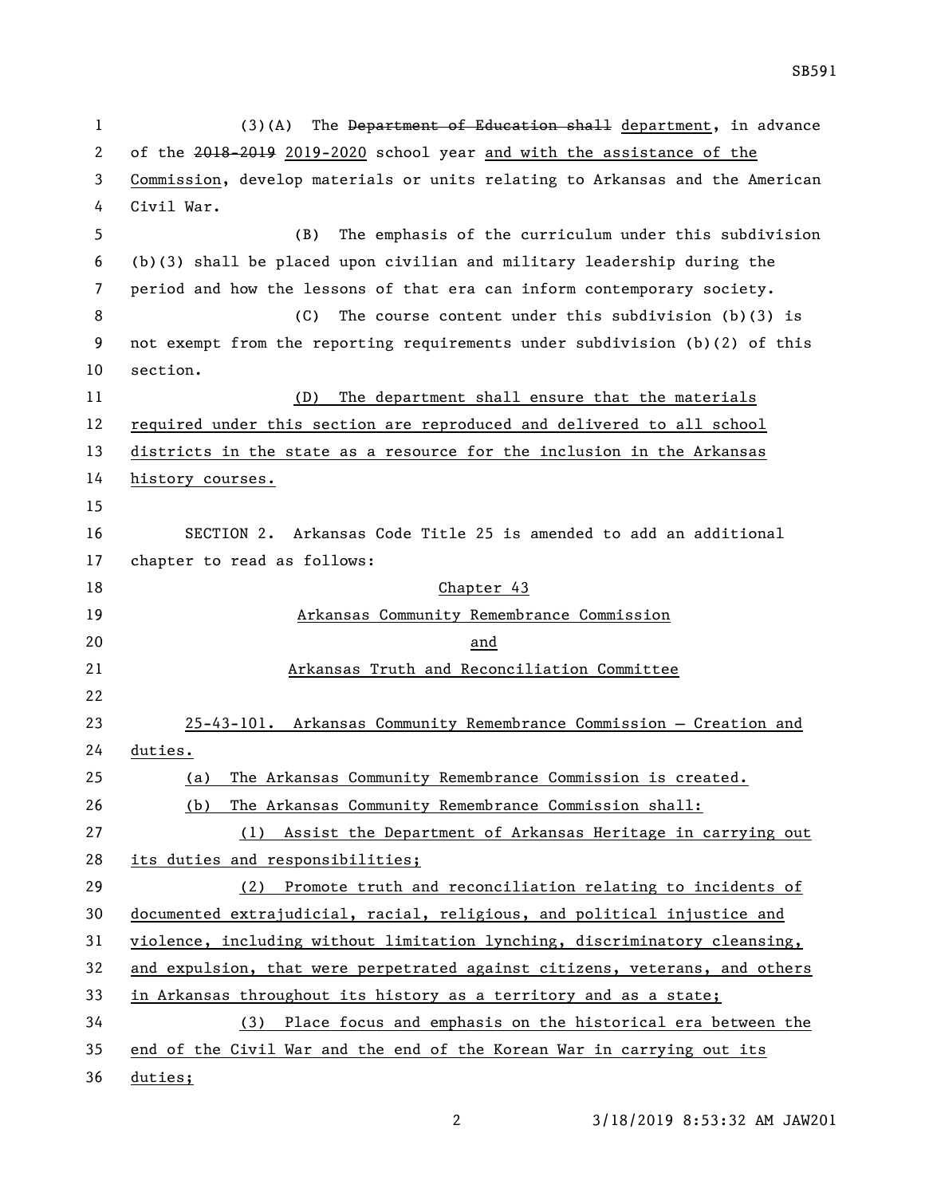(3)(A) The ~~Department of Education shall~~ department, in advance of the ~~2018-2019~~ 2019-2020 school year and with the assistance of the Commission, develop materials or units relating to Arkansas and the American Civil War.

(B) The emphasis of the curriculum under this subdivision (b)(3) shall be placed upon civilian and military leadership during the period and how the lessons of that era can inform contemporary society.

(C) The course content under this subdivision (b)(3) is not exempt from the reporting requirements under subdivision (b)(2) of this section.

(D) The department shall ensure that the materials required under this section are reproduced and delivered to all school districts in the state as a resource for the inclusion in the Arkansas history courses.

SECTION 2. Arkansas Code Title 25 is amended to add an additional chapter to read as follows:

Chapter 43

Arkansas Community Remembrance Commission

and

Arkansas Truth and Reconciliation Committee

25-43-101. Arkansas Community Remembrance Commission — Creation and duties.

(a) The Arkansas Community Remembrance Commission is created.

(b) The Arkansas Community Remembrance Commission shall:

(1) Assist the Department of Arkansas Heritage in carrying out its duties and responsibilities;

(2) Promote truth and reconciliation relating to incidents of documented extrajudicial, racial, religious, and political injustice and violence, including without limitation lynching, discriminatory cleansing, and expulsion, that were perpetrated against citizens, veterans, and others in Arkansas throughout its history as a territory and as a state;

(3) Place focus and emphasis on the historical era between the end of the Civil War and the end of the Korean War in carrying out its duties;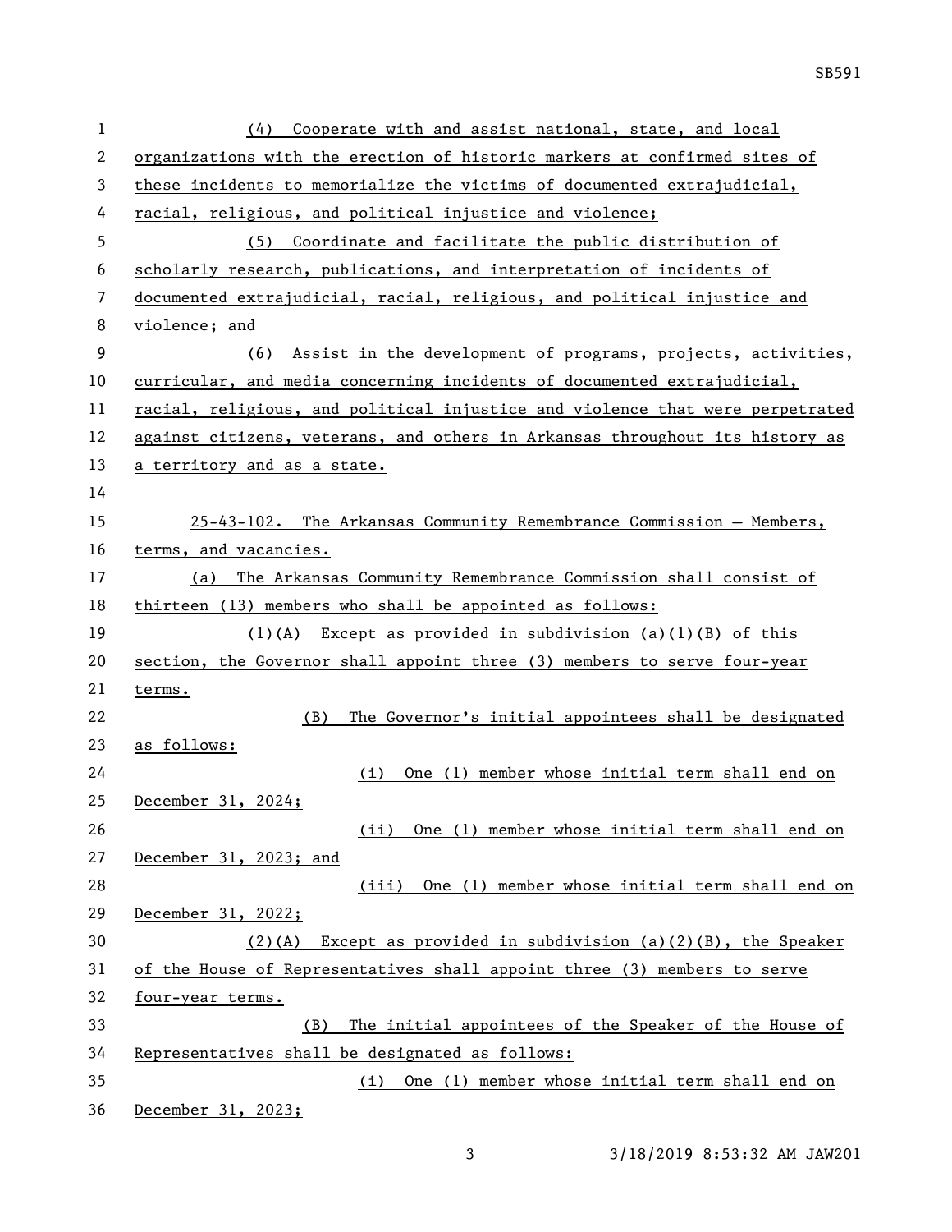(4) Cooperate with and assist national, state, and local organizations with the erection of historic markers at confirmed sites of these incidents to memorialize the victims of documented extrajudicial, racial, religious, and political injustice and violence;

(5) Coordinate and facilitate the public distribution of scholarly research, publications, and interpretation of incidents of documented extrajudicial, racial, religious, and political injustice and violence; and

(6) Assist in the development of programs, projects, activities, curricular, and media concerning incidents of documented extrajudicial, racial, religious, and political injustice and violence that were perpetrated against citizens, veterans, and others in Arkansas throughout its history as a territory and as a state.

25-43-102. The Arkansas Community Remembrance Commission — Members, terms, and vacancies.

(a) The Arkansas Community Remembrance Commission shall consist of thirteen (13) members who shall be appointed as follows:

(1)(A) Except as provided in subdivision (a)(1)(B) of this section, the Governor shall appoint three (3) members to serve four-year terms.

(B) The Governor's initial appointees shall be designated as follows:

(i) One (1) member whose initial term shall end on December 31, 2024;

(ii) One (1) member whose initial term shall end on December 31, 2023; and

(iii) One (1) member whose initial term shall end on December 31, 2022;

(2)(A) Except as provided in subdivision (a)(2)(B), the Speaker of the House of Representatives shall appoint three (3) members to serve four-year terms.

(B) The initial appointees of the Speaker of the House of Representatives shall be designated as follows:

(i) One (1) member whose initial term shall end on December 31, 2023;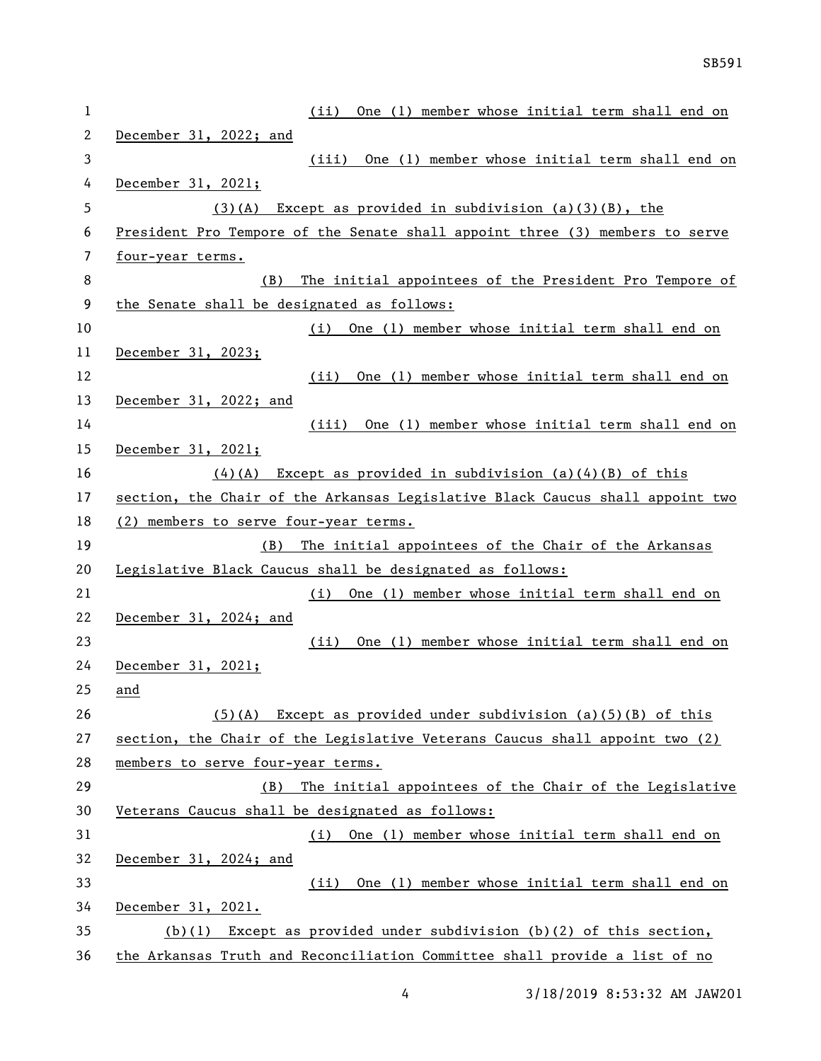(ii) One (1) member whose initial term shall end on December 31, 2022; and

(iii) One (1) member whose initial term shall end on December 31, 2021;

(3)(A) Except as provided in subdivision (a)(3)(B), the President Pro Tempore of the Senate shall appoint three (3) members to serve four-year terms.

(B) The initial appointees of the President Pro Tempore of the Senate shall be designated as follows:

(i) One (1) member whose initial term shall end on December 31, 2023;

(ii) One (1) member whose initial term shall end on December 31, 2022; and

(iii) One (1) member whose initial term shall end on December 31, 2021;

(4)(A) Except as provided in subdivision (a)(4)(B) of this section, the Chair of the Arkansas Legislative Black Caucus shall appoint two (2) members to serve four-year terms.

(B) The initial appointees of the Chair of the Arkansas Legislative Black Caucus shall be designated as follows:

(i) One (1) member whose initial term shall end on December 31, 2024; and

(ii) One (1) member whose initial term shall end on December 31, 2021;

and

(5)(A) Except as provided under subdivision (a)(5)(B) of this section, the Chair of the Legislative Veterans Caucus shall appoint two (2) members to serve four-year terms.

(B) The initial appointees of the Chair of the Legislative Veterans Caucus shall be designated as follows:

(i) One (1) member whose initial term shall end on December 31, 2024; and

(ii) One (1) member whose initial term shall end on December 31, 2021.

(b)(1) Except as provided under subdivision (b)(2) of this section, the Arkansas Truth and Reconciliation Committee shall provide a list of no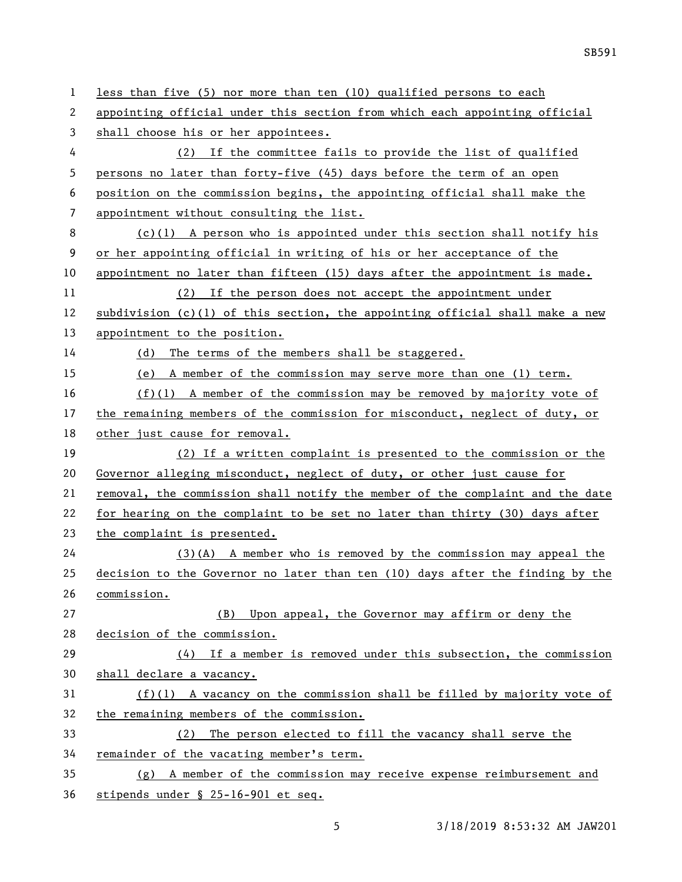less than five (5) nor more than ten (10) qualified persons to each appointing official under this section from which each appointing official shall choose his or her appointees.

(2) If the committee fails to provide the list of qualified persons no later than forty-five (45) days before the term of an open position on the commission begins, the appointing official shall make the appointment without consulting the list.

(c)(1) A person who is appointed under this section shall notify his or her appointing official in writing of his or her acceptance of the appointment no later than fifteen (15) days after the appointment is made.

(2) If the person does not accept the appointment under subdivision (c)(1) of this section, the appointing official shall make a new appointment to the position.

(d) The terms of the members shall be staggered.

(e) A member of the commission may serve more than one (1) term.

(f)(1) A member of the commission may be removed by majority vote of the remaining members of the commission for misconduct, neglect of duty, or other just cause for removal.

(2) If a written complaint is presented to the commission or the Governor alleging misconduct, neglect of duty, or other just cause for removal, the commission shall notify the member of the complaint and the date for hearing on the complaint to be set no later than thirty (30) days after the complaint is presented.

(3)(A) A member who is removed by the commission may appeal the decision to the Governor no later than ten (10) days after the finding by the commission.

(B) Upon appeal, the Governor may affirm or deny the decision of the commission.

(4) If a member is removed under this subsection, the commission shall declare a vacancy.

(f)(1) A vacancy on the commission shall be filled by majority vote of the remaining members of the commission.

(2) The person elected to fill the vacancy shall serve the remainder of the vacating member's term.

(g) A member of the commission may receive expense reimbursement and stipends under § 25-16-901 et seq.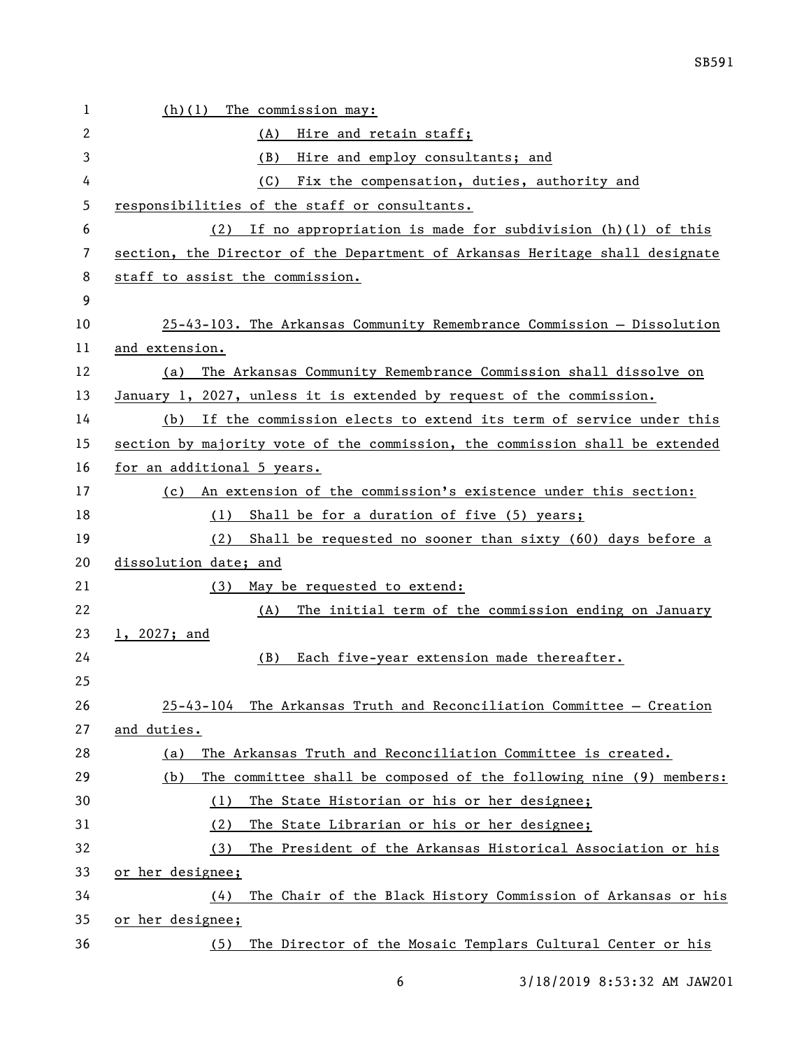(h)(1) The commission may:

(A) Hire and retain staff;

(B) Hire and employ consultants; and

(C) Fix the compensation, duties, authority and responsibilities of the staff or consultants.

(2) If no appropriation is made for subdivision (h)(1) of this section, the Director of the Department of Arkansas Heritage shall designate staff to assist the commission.

25-43-103. The Arkansas Community Remembrance Commission — Dissolution and extension.

(a) The Arkansas Community Remembrance Commission shall dissolve on January 1, 2027, unless it is extended by request of the commission.

(b) If the commission elects to extend its term of service under this section by majority vote of the commission, the commission shall be extended for an additional 5 years.

(c) An extension of the commission's existence under this section:

(1) Shall be for a duration of five (5) years;

(2) Shall be requested no sooner than sixty (60) days before a dissolution date; and

(3) May be requested to extend:

(A) The initial term of the commission ending on January 1, 2027; and

(B) Each five-year extension made thereafter.

25-43-104 The Arkansas Truth and Reconciliation Committee — Creation and duties.

(a) The Arkansas Truth and Reconciliation Committee is created.

(b) The committee shall be composed of the following nine (9) members:

(1) The State Historian or his or her designee;

(2) The State Librarian or his or her designee;

(3) The President of the Arkansas Historical Association or his or her designee;

(4) The Chair of the Black History Commission of Arkansas or his or her designee;

(5) The Director of the Mosaic Templars Cultural Center or his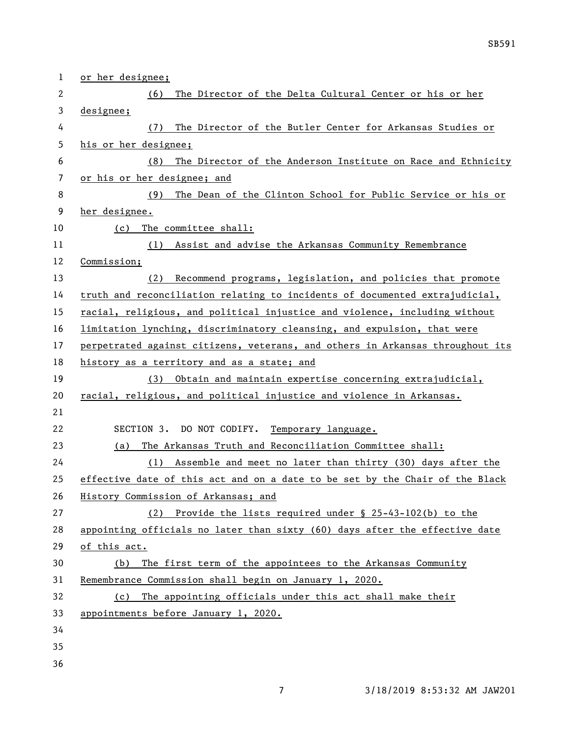or her designee;

(6) The Director of the Delta Cultural Center or his or her designee;

(7) The Director of the Butler Center for Arkansas Studies or his or her designee;

(8) The Director of the Anderson Institute on Race and Ethnicity or his or her designee; and

(9) The Dean of the Clinton School for Public Service or his or her designee.

(c) The committee shall:

(1) Assist and advise the Arkansas Community Remembrance Commission;

(2) Recommend programs, legislation, and policies that promote truth and reconciliation relating to incidents of documented extrajudicial, racial, religious, and political injustice and violence, including without limitation lynching, discriminatory cleansing, and expulsion, that were perpetrated against citizens, veterans, and others in Arkansas throughout its history as a territory and as a state; and

(3) Obtain and maintain expertise concerning extrajudicial, racial, religious, and political injustice and violence in Arkansas.

SECTION 3. DO NOT CODIFY. Temporary language.

(a) The Arkansas Truth and Reconciliation Committee shall:

(1) Assemble and meet no later than thirty (30) days after the effective date of this act and on a date to be set by the Chair of the Black History Commission of Arkansas; and

(2) Provide the lists required under § 25-43-102(b) to the appointing officials no later than sixty (60) days after the effective date of this act.

(b) The first term of the appointees to the Arkansas Community Remembrance Commission shall begin on January 1, 2020.

(c) The appointing officials under this act shall make their appointments before January 1, 2020.